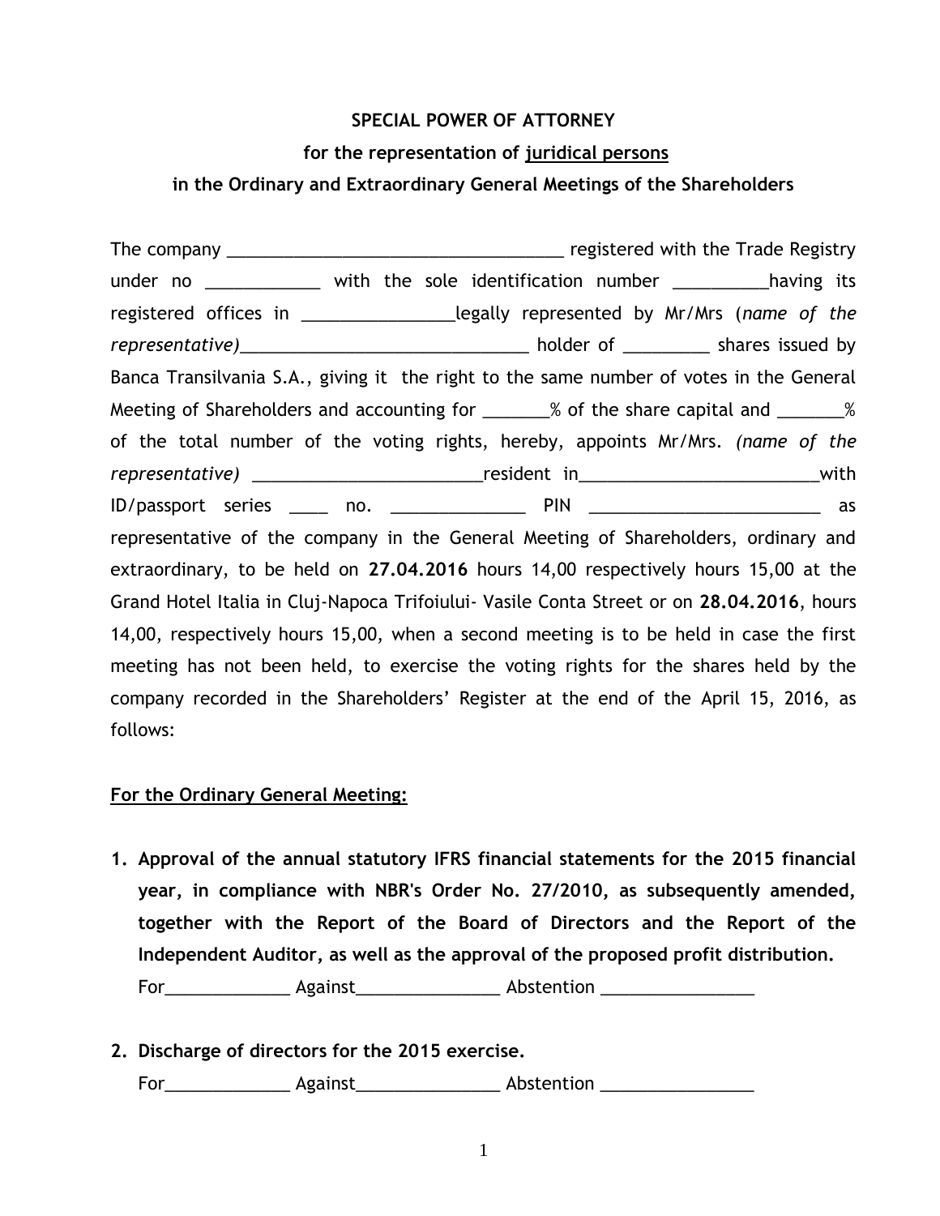**SPECIAL POWER OF ATTORNEY**

**for the representation of juridical persons**

**in the Ordinary and Extraordinary General Meetings of the Shareholders**

The company ___________________________________ registered with the Trade Registry under no ___________ with the sole identification number _________having its registered offices in _______________legally represented by Mr/Mrs (*name of the representative)*_____________________________ holder of _________ shares issued by Banca Transilvania S.A., giving it the right to the same number of votes in the General Meeting of Shareholders and accounting for _______% of the share capital and _______% of the total number of the voting rights, hereby, appoints Mr/Mrs. *(name of the representative)* _______________________resident in________________________with ID/passport series ____ no. _____________ PIN _______________________ as representative of the company in the General Meeting of Shareholders, ordinary and extraordinary, to be held on **27.04.2016** hours 14,00 respectively hours 15,00 at the Grand Hotel Italia in Cluj-Napoca Trifoiului- Vasile Conta Street or on **28.04.2016**, hours 14,00, respectively hours 15,00, when a second meeting is to be held in case the first meeting has not been held, to exercise the voting rights for the shares held by the company recorded in the Shareholders' Register at the end of the April 15, 2016, as follows:

**For the Ordinary General Meeting:**

1. **Approval of the annual statutory IFRS financial statements for the 2015 financial year, in compliance with NBR's Order No. 27/2010, as subsequently amended, together with the Report of the Board of Directors and the Report of the Independent Auditor, as well as the approval of the proposed profit distribution.**

   For_____________ Against_______________ Abstention ________________

2. **Discharge of directors for the 2015 exercise.**

   For_____________ Against_______________ Abstention ________________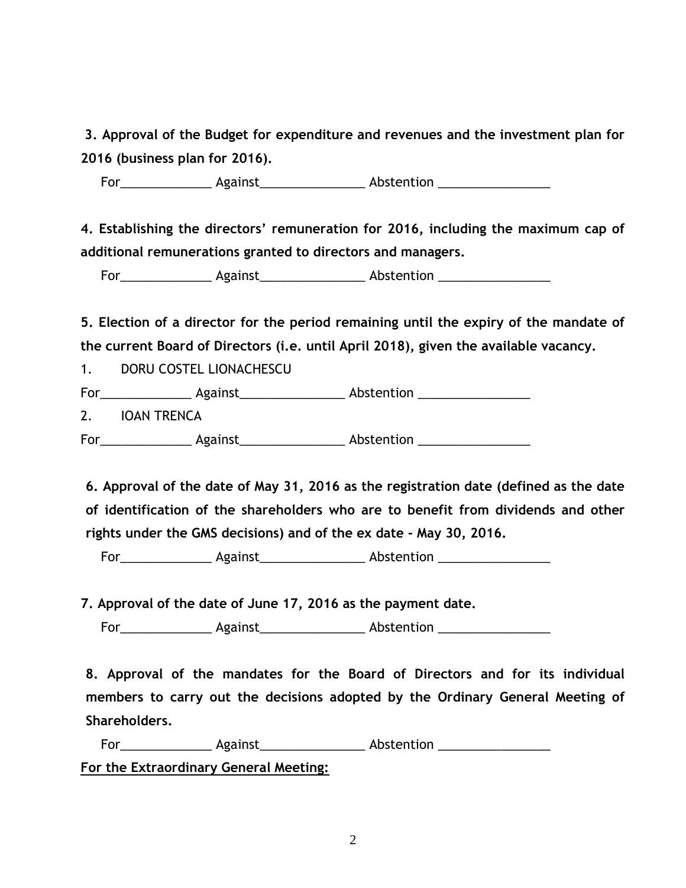**3. Approval of the Budget for expenditure and revenues and the investment plan for 2016 (business plan for 2016).**

For_____________ Against_______________ Abstention ________________

**4. Establishing the directors' remuneration for 2016, including the maximum cap of additional remunerations granted to directors and managers.**

For_____________ Against_______________ Abstention ________________

**5. Election of a director for the period remaining until the expiry of the mandate of the current Board of Directors (i.e. until April 2018), given the available vacancy.**

1. DORU COSTEL LIONACHESCU

For_____________ Against_______________ Abstention ________________

2. IOAN TRENCA

For_____________ Against_______________ Abstention ________________

**6. Approval of the date of May 31, 2016 as the registration date (defined as the date of identification of the shareholders who are to benefit from dividends and other rights under the GMS decisions) and of the ex date - May 30, 2016.**

For_____________ Against_______________ Abstention ________________

**7. Approval of the date of June 17, 2016 as the payment date.**

For_____________ Against_______________ Abstention ________________

**8. Approval of the mandates for the Board of Directors and for its individual members to carry out the decisions adopted by the Ordinary General Meeting of Shareholders.**

For_____________ Against_______________ Abstention ________________

**For the Extraordinary General Meeting:**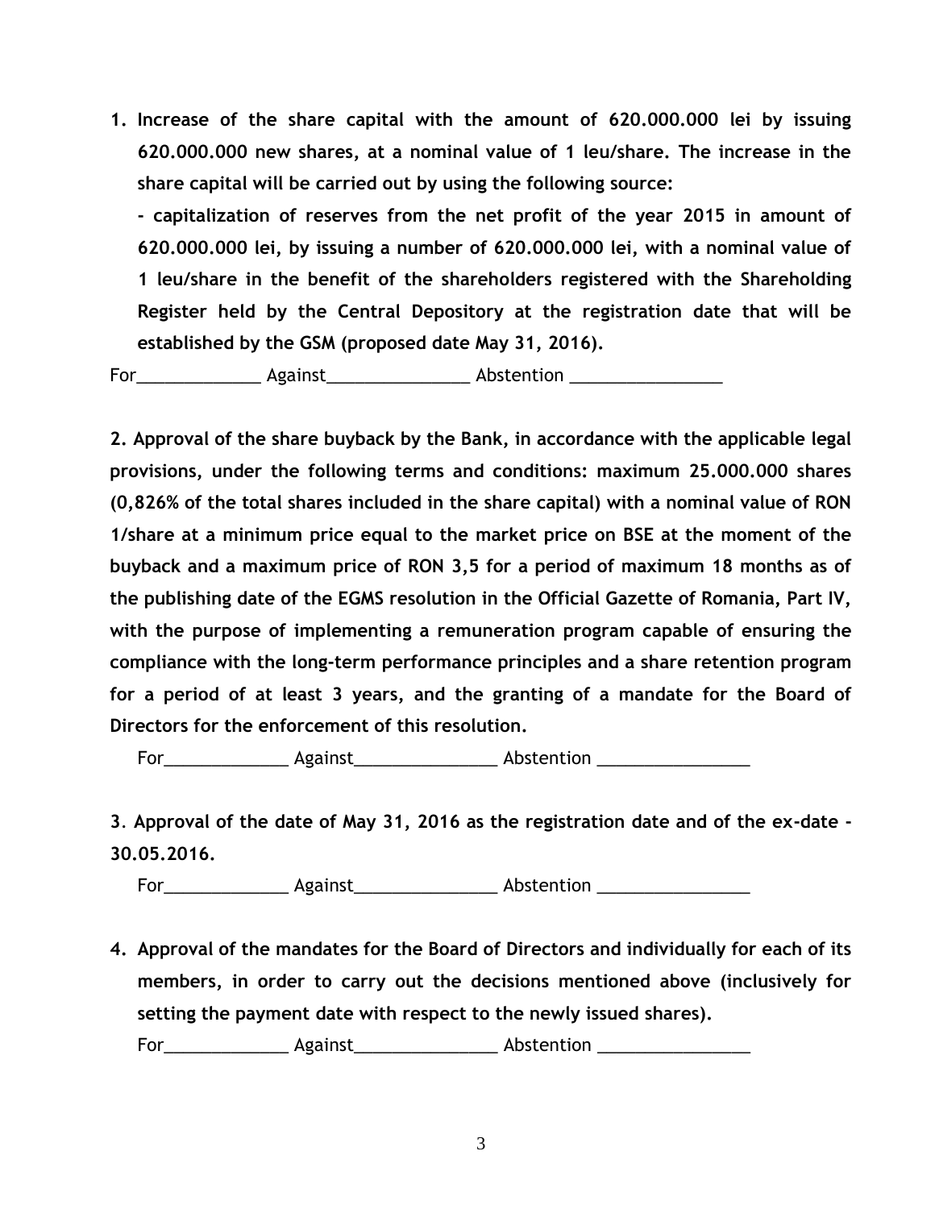1. **Increase of the share capital with the amount of 620.000.000 lei by issuing 620.000.000 new shares, at a nominal value of 1 leu/share. The increase in the share capital will be carried out by using the following source:**

   **- capitalization of reserves from the net profit of the year 2015 in amount of 620.000.000 lei, by issuing a number of 620.000.000 lei, with a nominal value of 1 leu/share in the benefit of the shareholders registered with the Shareholding Register held by the Central Depository at the registration date that will be established by the GSM (proposed date May 31, 2016).**

For_____________ Against_______________ Abstention ________________

**2. Approval of the share buyback by the Bank, in accordance with the applicable legal provisions, under the following terms and conditions: maximum 25.000.000 shares (0,826% of the total shares included in the share capital) with a nominal value of RON 1/share at a minimum price equal to the market price on BSE at the moment of the buyback and a maximum price of RON 3,5 for a period of maximum 18 months as of the publishing date of the EGMS resolution in the Official Gazette of Romania, Part IV, with the purpose of implementing a remuneration program capable of ensuring the compliance with the long-term performance principles and a share retention program for a period of at least 3 years, and the granting of a mandate for the Board of Directors for the enforcement of this resolution.**

For_____________ Against_______________ Abstention ________________

**3. Approval of the date of May 31, 2016 as the registration date and of the ex-date - 30.05.2016.**

For_____________ Against_______________ Abstention ________________

4. **Approval of the mandates for the Board of Directors and individually for each of its members, in order to carry out the decisions mentioned above (inclusively for setting the payment date with respect to the newly issued shares).**

For_____________ Against_______________ Abstention ________________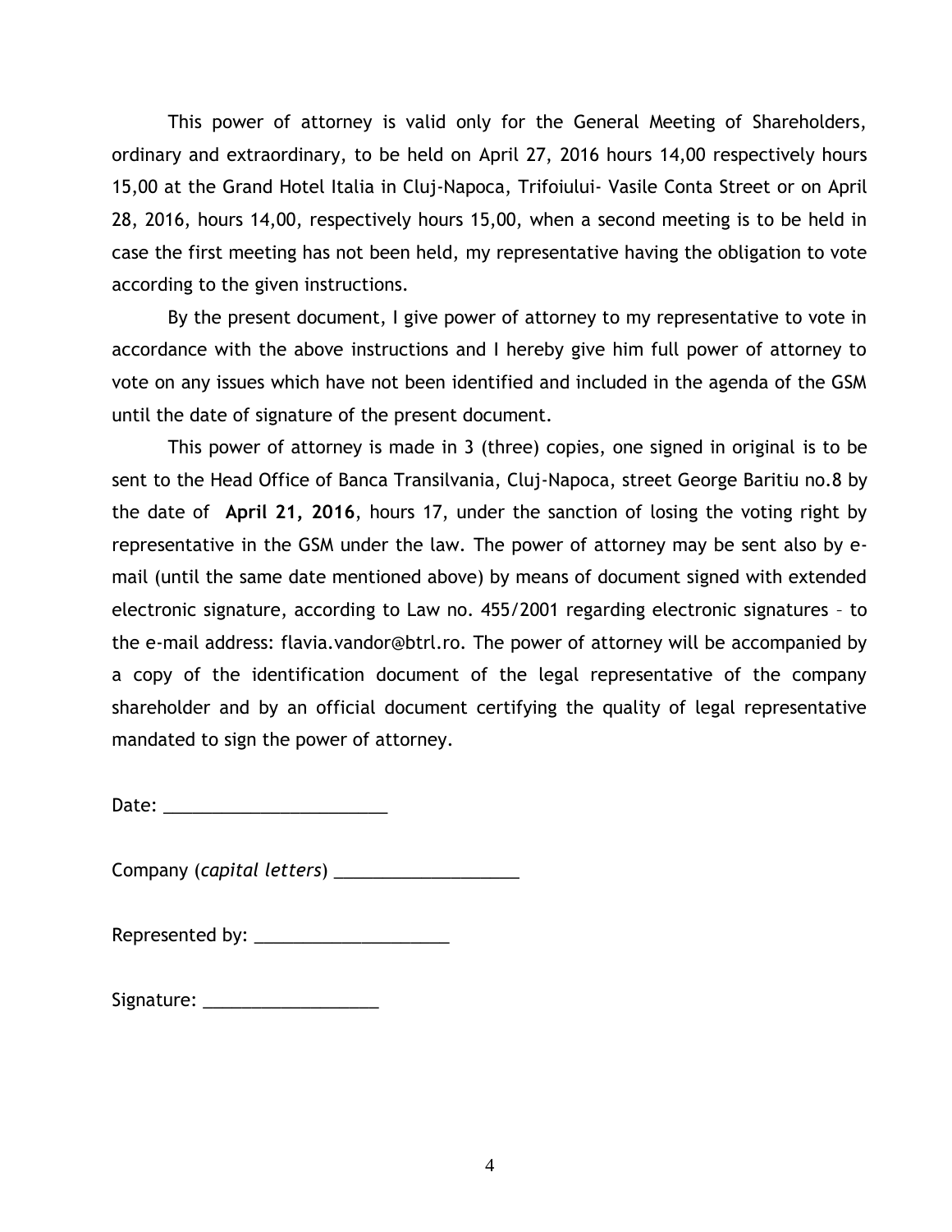This power of attorney is valid only for the General Meeting of Shareholders, ordinary and extraordinary, to be held on April 27, 2016 hours 14,00 respectively hours 15,00 at the Grand Hotel Italia in Cluj-Napoca, Trifoiului- Vasile Conta Street or on April 28, 2016, hours 14,00, respectively hours 15,00, when a second meeting is to be held in case the first meeting has not been held, my representative having the obligation to vote according to the given instructions.

By the present document, I give power of attorney to my representative to vote in accordance with the above instructions and I hereby give him full power of attorney to vote on any issues which have not been identified and included in the agenda of the GSM until the date of signature of the present document.

This power of attorney is made in 3 (three) copies, one signed in original is to be sent to the Head Office of Banca Transilvania, Cluj-Napoca, street George Baritiu no.8 by the date of **April 21, 2016**, hours 17, under the sanction of losing the voting right by representative in the GSM under the law. The power of attorney may be sent also by e-mail (until the same date mentioned above) by means of document signed with extended electronic signature, according to Law no. 455/2001 regarding electronic signatures – to the e-mail address: flavia.vandor@btrl.ro. The power of attorney will be accompanied by a copy of the identification document of the legal representative of the company shareholder and by an official document certifying the quality of legal representative mandated to sign the power of attorney.

Date: _______________________

Company (*capital letters*) ___________________

Represented by: ____________________

Signature: __________________